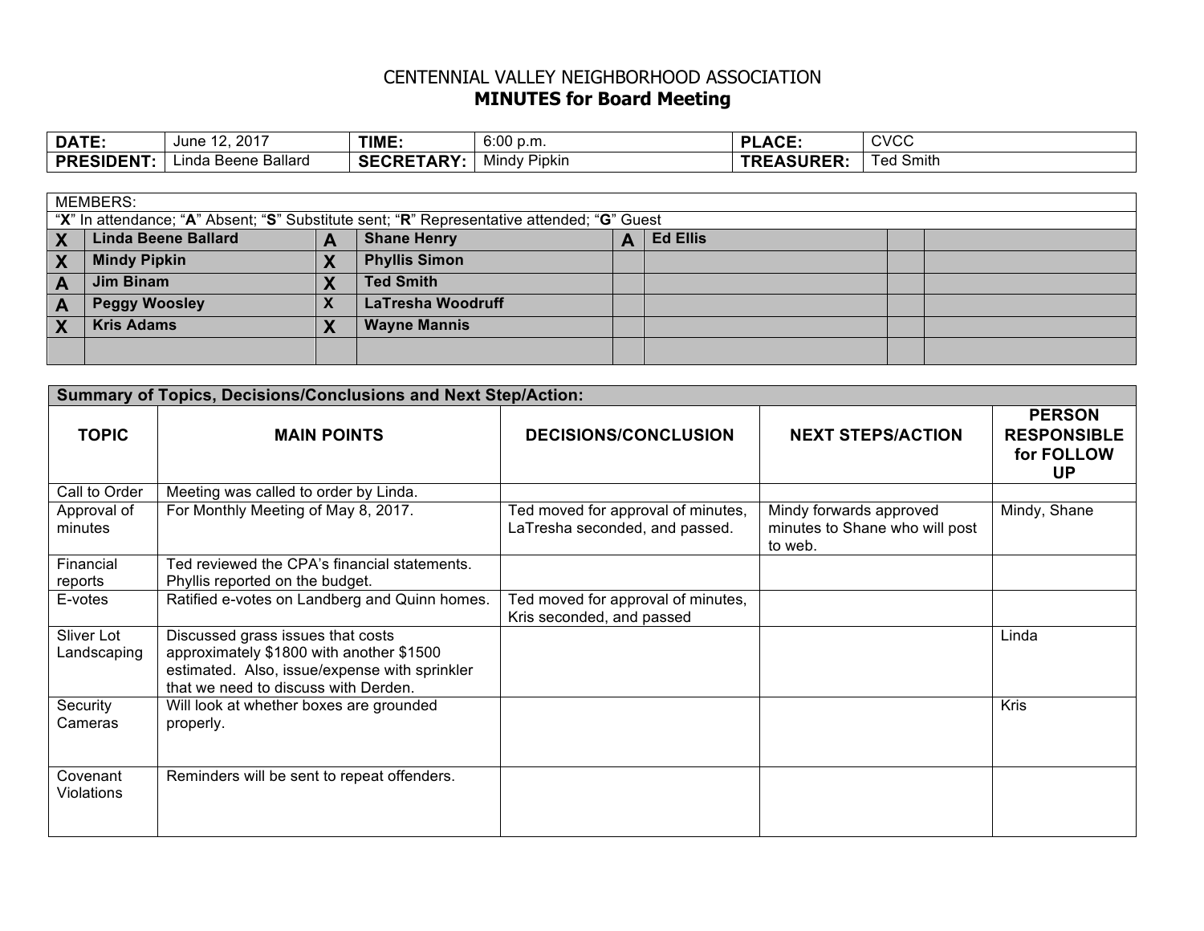# CENTENNIAL VALLEY NEIGHBORHOOD ASSOCIATION

## MINUTES for Board Meeting

| DATE: | June 12, 2017 | TIME: | 6:00 p.m. | PLACE: | CVCC |
|---|---|---|---|---|---|
| **PRESIDENT:** | Linda Beene Ballard | **SECRETARY:** | Mindy Pipkin | **TREASURER:** | Ted Smith |

| MEMBERS: | | | | | | | |
|---|---|---|---|---|---|---|---|
| "**X**" In attendance; "**A**" Absent; "**S**" Substitute sent; "**R**" Representative attended; "**G**" Guest | | | | | | | |
| **X** | **Linda Beene Ballard** | **A** | **Shane Henry** | **A** | **Ed Ellis** | | |
| **X** | **Mindy Pipkin** | **X** | **Phyllis Simon** | | | | |
| **A** | **Jim Binam** | **X** | **Ted Smith** | | | | |
| **A** | **Peggy Woosley** | **X** | **LaTresha Woodruff** | | | | |
| **X** | **Kris Adams** | **X** | **Wayne Mannis** | | | | |
| | | | | | | | |

**Summary of Topics, Decisions/Conclusions and Next Step/Action:**

| TOPIC | MAIN POINTS | DECISIONS/CONCLUSION | NEXT STEPS/ACTION | PERSON RESPONSIBLE for FOLLOW UP |
|---|---|---|---|---|
| Call to Order | Meeting was called to order by Linda. | | | |
| Approval of minutes | For Monthly Meeting of May 8, 2017. | Ted moved for approval of minutes, LaTresha seconded, and passed. | Mindy forwards approved minutes to Shane who will post to web. | Mindy, Shane |
| Financial reports | Ted reviewed the CPA's financial statements. Phyllis reported on the budget. | | | |
| E-votes | Ratified e-votes on Landberg and Quinn homes. | Ted moved for approval of minutes, Kris seconded, and passed | | |
| Sliver Lot Landscaping | Discussed grass issues that costs approximately $1800 with another $1500 estimated. Also, issue/expense with sprinkler that we need to discuss with Derden. | | | Linda |
| Security Cameras | Will look at whether boxes are grounded properly. | | | Kris |
| Covenant Violations | Reminders will be sent to repeat offenders. | | | |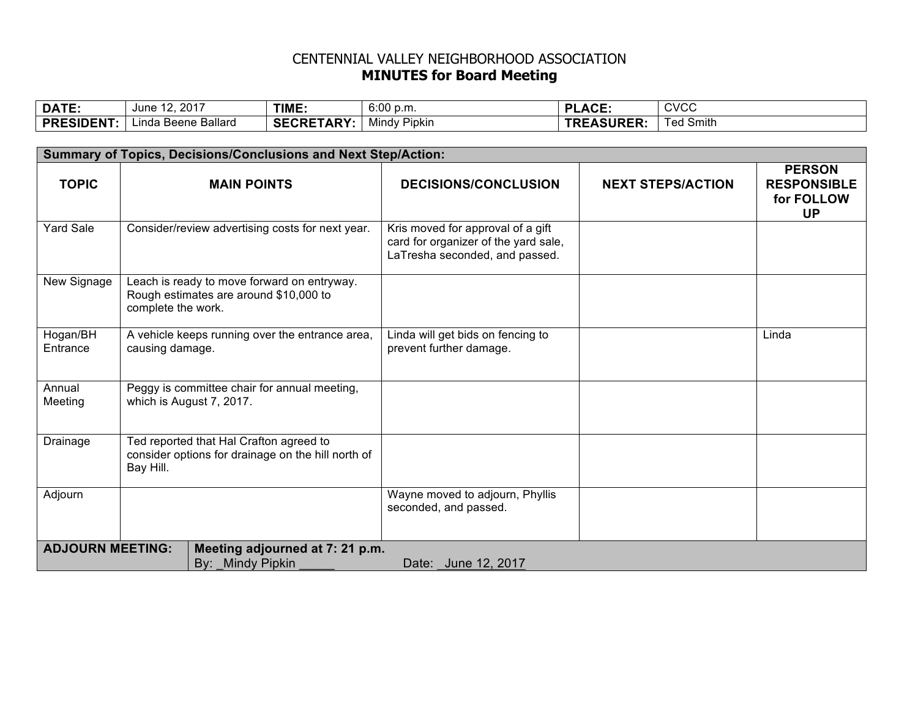# CENTENNIAL VALLEY NEIGHBORHOOD ASSOCIATION

## MINUTES for Board Meeting

| | | | | | |
|---|---|---|---|---|---|
| **DATE:** | June 12, 2017 | **TIME:** | 6:00 p.m. | **PLACE:** | CVCC |
| **PRESIDENT:** | Linda Beene Ballard | **SECRETARY:** | Mindy Pipkin | **TREASURER:** | Ted Smith |

**Summary of Topics, Decisions/Conclusions and Next Step/Action:**

| TOPIC | MAIN POINTS | DECISIONS/CONCLUSION | NEXT STEPS/ACTION | PERSON RESPONSIBLE for FOLLOW UP |
|---|---|---|---|---|
| Yard Sale | Consider/review advertising costs for next year. | Kris moved for approval of a gift card for organizer of the yard sale, LaTresha seconded, and passed. | | |
| New Signage | Leach is ready to move forward on entryway. Rough estimates are around $10,000 to complete the work. | | | |
| Hogan/BH Entrance | A vehicle keeps running over the entrance area, causing damage. | Linda will get bids on fencing to prevent further damage. | | Linda |
| Annual Meeting | Peggy is committee chair for annual meeting, which is August 7, 2017. | | | |
| Drainage | Ted reported that Hal Crafton agreed to consider options for drainage on the hill north of Bay Hill. | | | |
| Adjourn | | Wayne moved to adjourn, Phyllis seconded, and passed. | | |

| | |
|---|---|
| **ADJOURN MEETING:** | **Meeting adjourned at 7: 21 p.m.**<br>By: _Mindy Pipkin _____ Date: _June 12, 2017 |